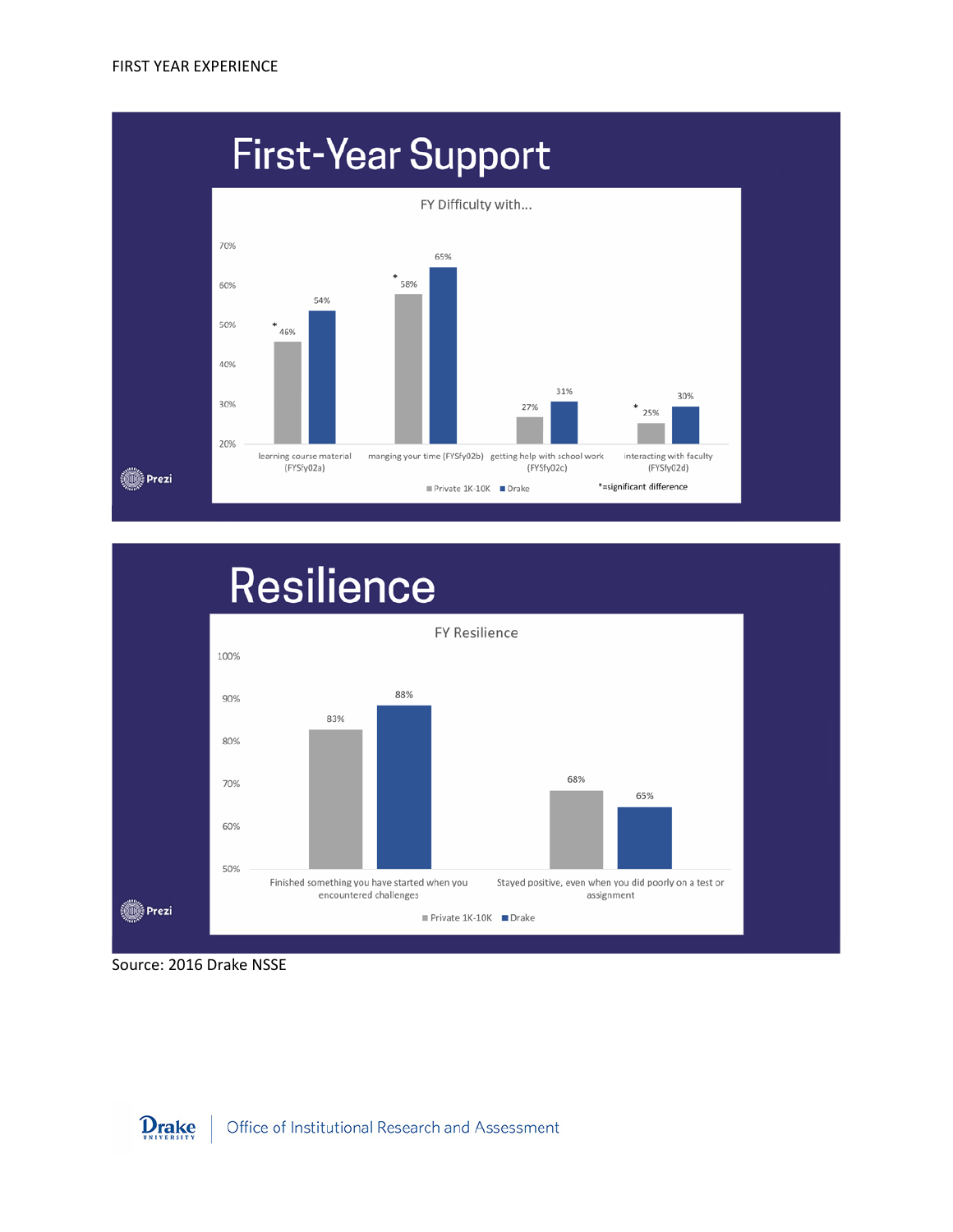FIRST YEAR EXPERIENCE

# First-Year Support

**FY Difficulty with...**

| | Private 1K-10K | Drake |
|---|---|---|
| learning course material (FYSfy02a) | 46%* | 54% |
| manging your time (FYSfy02b) | 58%* | 65% |
| getting help with school work (FYSfy02c) | 27% | 31% |
| interacting with faculty (FYSfy02d) | 25%* | 30% |

*=significant difference

# Resilience

**FY Resilience**

| | Private 1K-10K | Drake |
|---|---|---|
| Finished something you have started when you encountered challenges | 83% | 88% |
| Stayed positive, even when you did poorly on a test or assignment | 68% | 65% |

Source: 2016 Drake NSSE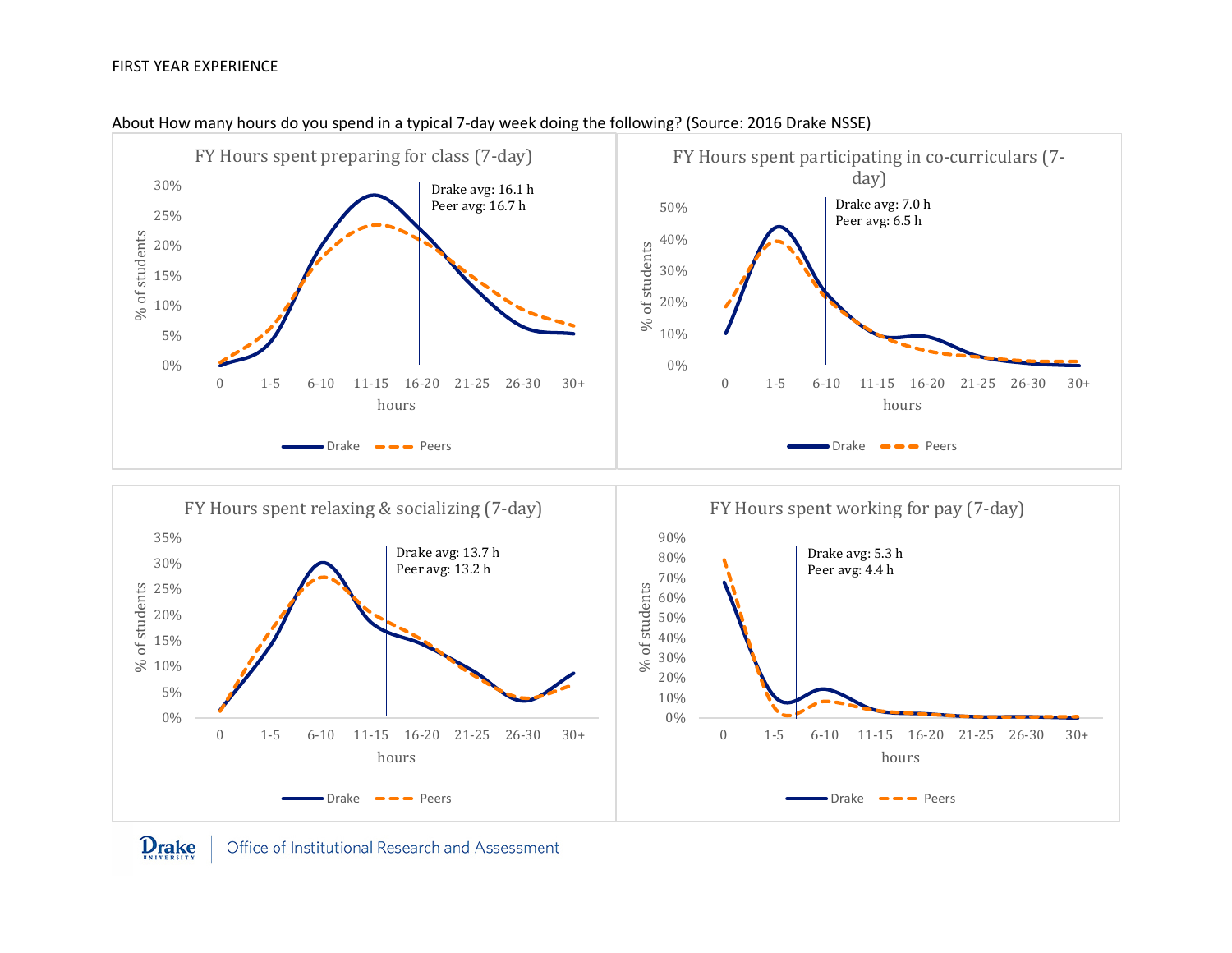FIRST YEAR EXPERIENCE

About How many hours do you spend in a typical 7-day week doing the following? (Source: 2016 Drake NSSE)

**FY Hours spent preparing for class (7-day)**

Drake avg: 16.1 h
Peer avg: 16.7 h

**FY Hours spent participating in co-curriculars (7-day)**

Drake avg: 7.0 h
Peer avg: 6.5 h

**FY Hours spent relaxing & socializing (7-day)**

Drake avg: 13.7 h
Peer avg: 13.2 h

**FY Hours spent working for pay (7-day)**

Drake avg: 5.3 h
Peer avg: 4.4 h

Office of Institutional Research and Assessment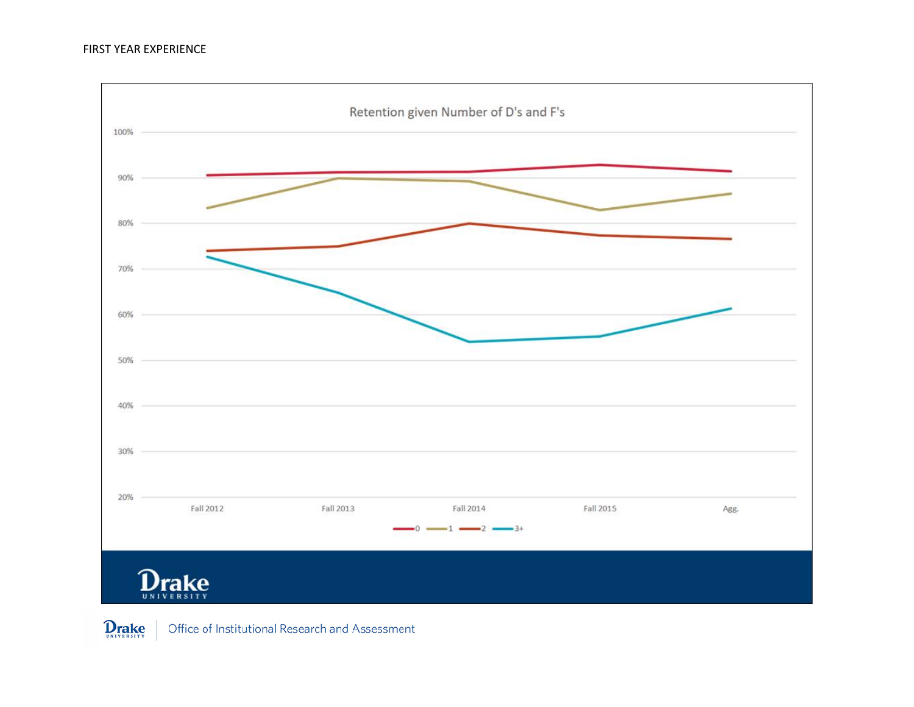FIRST YEAR EXPERIENCE

Retention given Number of D's and F's

| | Fall 2012 | Fall 2013 | Fall 2014 | Fall 2015 | Agg. |
|---|---|---|---|---|---|
| 0 | ~90.5% | ~91% | ~91% | ~93% | ~91.5% |
| 1 | ~83% | ~90% | ~89% | ~83% | ~86.5% |
| 2 | ~74% | ~75% | ~80% | ~77% | ~76.5% |
| 3+ | ~72.5% | ~65% | ~54% | ~55% | ~61.5% |

Office of Institutional Research and Assessment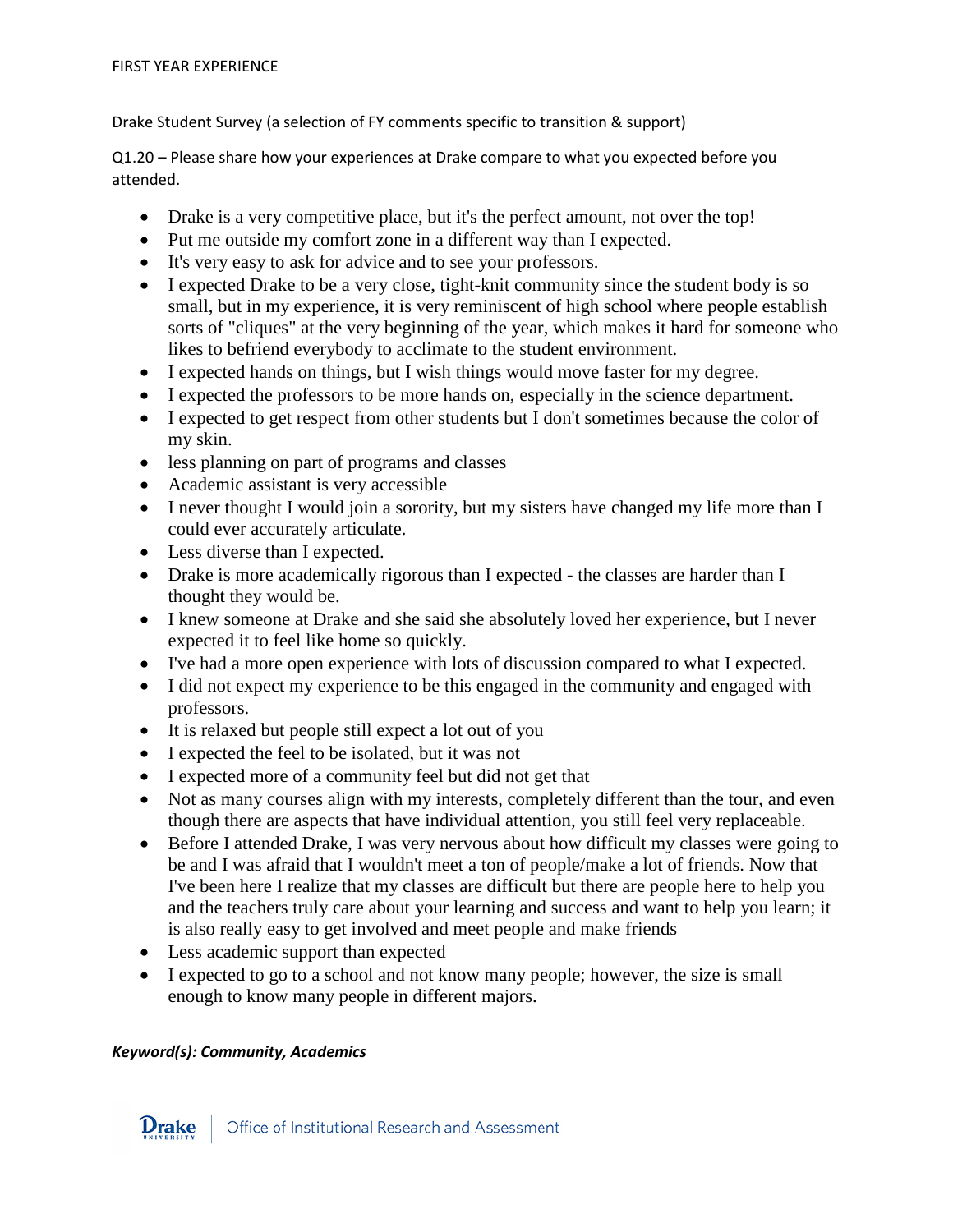Drake Student Survey (a selection of FY comments specific to transition & support)

Q1.20 – Please share how your experiences at Drake compare to what you expected before you attended.

- Drake is a very competitive place, but it's the perfect amount, not over the top!
- Put me outside my comfort zone in a different way than I expected.
- It's very easy to ask for advice and to see your professors.
- I expected Drake to be a very close, tight-knit community since the student body is so small, but in my experience, it is very reminiscent of high school where people establish sorts of "cliques" at the very beginning of the year, which makes it hard for someone who likes to befriend everybody to acclimate to the student environment.
- I expected hands on things, but I wish things would move faster for my degree.
- I expected the professors to be more hands on, especially in the science department.
- I expected to get respect from other students but I don't sometimes because the color of my skin.
- less planning on part of programs and classes
- Academic assistant is very accessible
- I never thought I would join a sorority, but my sisters have changed my life more than I could ever accurately articulate.
- Less diverse than I expected.
- Drake is more academically rigorous than I expected - the classes are harder than I thought they would be.
- I knew someone at Drake and she said she absolutely loved her experience, but I never expected it to feel like home so quickly.
- I've had a more open experience with lots of discussion compared to what I expected.
- I did not expect my experience to be this engaged in the community and engaged with professors.
- It is relaxed but people still expect a lot out of you
- I expected the feel to be isolated, but it was not
- I expected more of a community feel but did not get that
- Not as many courses align with my interests, completely different than the tour, and even though there are aspects that have individual attention, you still feel very replaceable.
- Before I attended Drake, I was very nervous about how difficult my classes were going to be and I was afraid that I wouldn't meet a ton of people/make a lot of friends. Now that I've been here I realize that my classes are difficult but there are people here to help you and the teachers truly care about your learning and success and want to help you learn; it is also really easy to get involved and meet people and make friends
- Less academic support than expected
- I expected to go to a school and not know many people; however, the size is small enough to know many people in different majors.

***Keyword(s): Community, Academics***